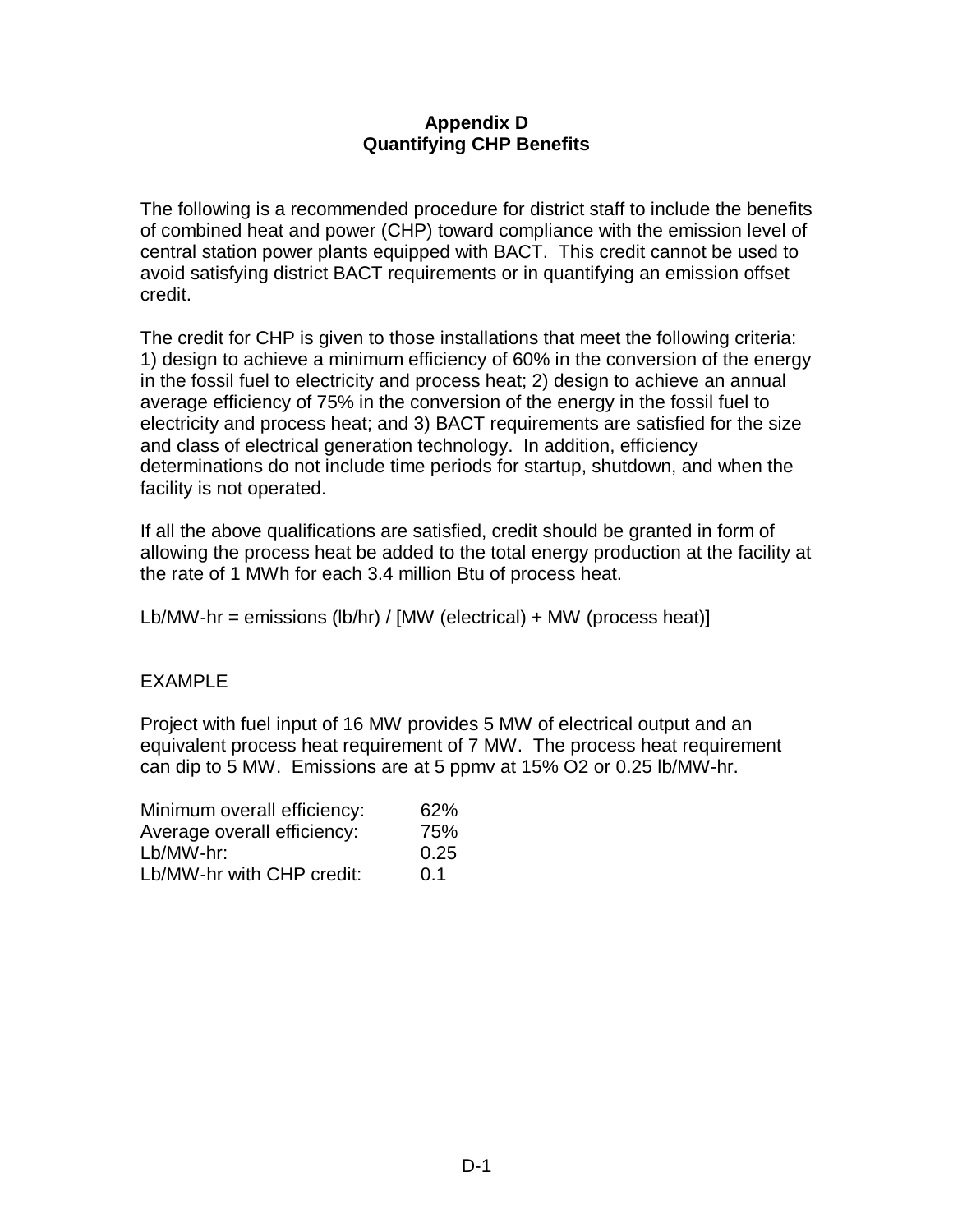# Appendix D
## Quantifying CHP Benefits

The following is a recommended procedure for district staff to include the benefits of combined heat and power (CHP) toward compliance with the emission level of central station power plants equipped with BACT. This credit cannot be used to avoid satisfying district BACT requirements or in quantifying an emission offset credit.

The credit for CHP is given to those installations that meet the following criteria: 1) design to achieve a minimum efficiency of 60% in the conversion of the energy in the fossil fuel to electricity and process heat; 2) design to achieve an annual average efficiency of 75% in the conversion of the energy in the fossil fuel to electricity and process heat; and 3) BACT requirements are satisfied for the size and class of electrical generation technology. In addition, efficiency determinations do not include time periods for startup, shutdown, and when the facility is not operated.

If all the above qualifications are satisfied, credit should be granted in form of allowing the process heat be added to the total energy production at the facility at the rate of 1 MWh for each 3.4 million Btu of process heat.

Lb/MW-hr = emissions (lb/hr) / [MW (electrical) + MW (process heat)]

EXAMPLE

Project with fuel input of 16 MW provides 5 MW of electrical output and an equivalent process heat requirement of 7 MW. The process heat requirement can dip to 5 MW. Emissions are at 5 ppmv at 15% $O_2$ or 0.25 lb/MW-hr.

| | |
|---|---|
| Minimum overall efficiency: | 62% |
| Average overall efficiency: | 75% |
| Lb/MW-hr: | 0.25 |
| Lb/MW-hr with CHP credit: | 0.1 |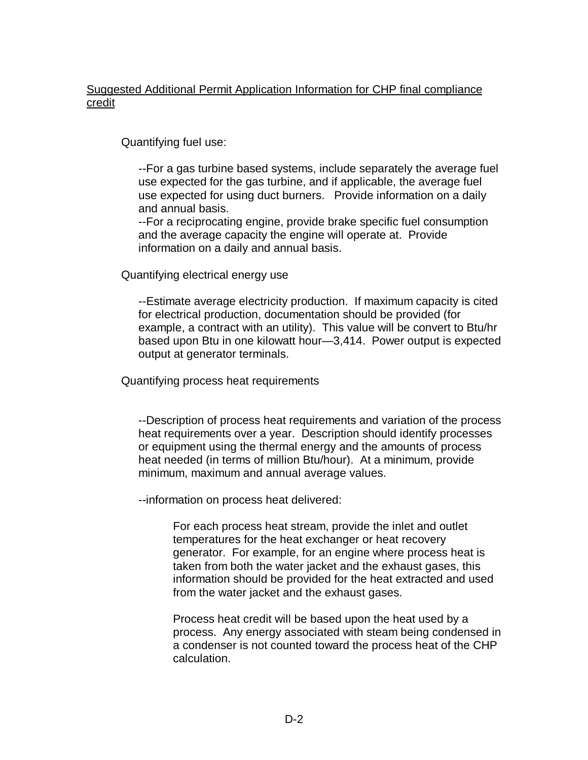Suggested Additional Permit Application Information for CHP final compliance credit

Quantifying fuel use:

--For a gas turbine based systems, include separately the average fuel use expected for the gas turbine, and if applicable, the average fuel use expected for using duct burners. Provide information on a daily and annual basis.
--For a reciprocating engine, provide brake specific fuel consumption and the average capacity the engine will operate at. Provide information on a daily and annual basis.

Quantifying electrical energy use

--Estimate average electricity production. If maximum capacity is cited for electrical production, documentation should be provided (for example, a contract with an utility). This value will be convert to Btu/hr based upon Btu in one kilowatt hour—3,414. Power output is expected output at generator terminals.

Quantifying process heat requirements

--Description of process heat requirements and variation of the process heat requirements over a year. Description should identify processes or equipment using the thermal energy and the amounts of process heat needed (in terms of million Btu/hour). At a minimum, provide minimum, maximum and annual average values.

--information on process heat delivered:

For each process heat stream, provide the inlet and outlet temperatures for the heat exchanger or heat recovery generator. For example, for an engine where process heat is taken from both the water jacket and the exhaust gases, this information should be provided for the heat extracted and used from the water jacket and the exhaust gases.

Process heat credit will be based upon the heat used by a process. Any energy associated with steam being condensed in a condenser is not counted toward the process heat of the CHP calculation.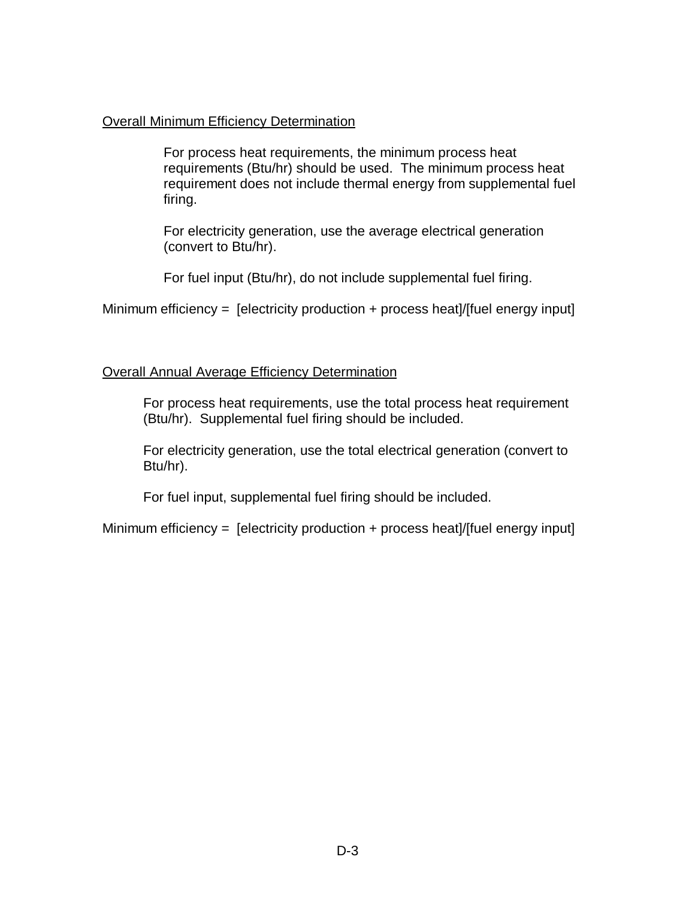Overall Minimum Efficiency Determination

For process heat requirements, the minimum process heat requirements (Btu/hr) should be used. The minimum process heat requirement does not include thermal energy from supplemental fuel firing.

For electricity generation, use the average electrical generation (convert to Btu/hr).

For fuel input (Btu/hr), do not include supplemental fuel firing.

Minimum efficiency = [electricity production + process heat]/[fuel energy input]

Overall Annual Average Efficiency Determination

For process heat requirements, use the total process heat requirement (Btu/hr). Supplemental fuel firing should be included.

For electricity generation, use the total electrical generation (convert to Btu/hr).

For fuel input, supplemental fuel firing should be included.

Minimum efficiency = [electricity production + process heat]/[fuel energy input]